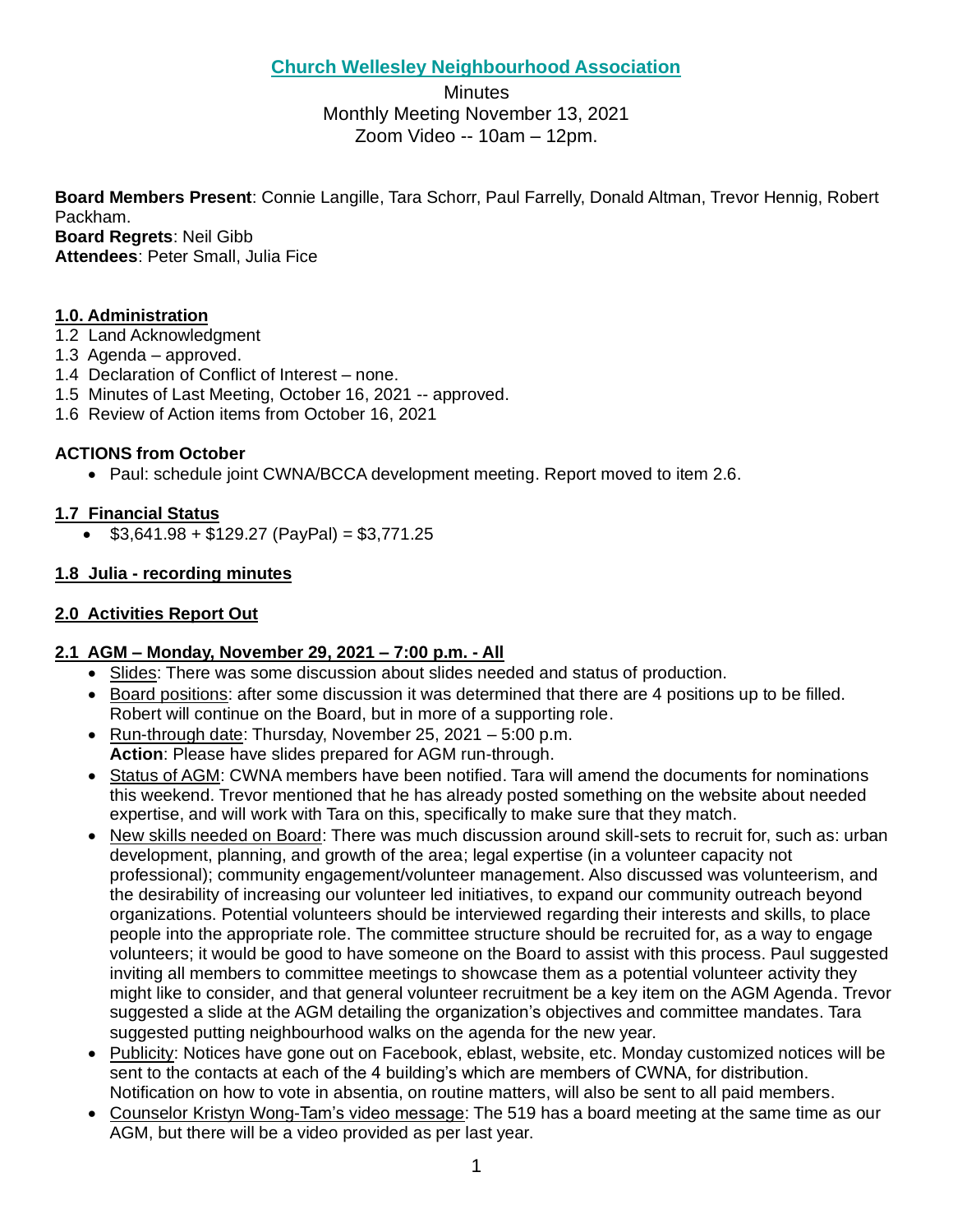# Church Wellesley Neighbourhood Association

Minutes
Monthly Meeting November 13, 2021
Zoom Video -- 10am – 12pm.

**Board Members Present**: Connie Langille, Tara Schorr, Paul Farrelly, Donald Altman, Trevor Hennig, Robert Packham.
**Board Regrets**: Neil Gibb
**Attendees**: Peter Small, Julia Fice

## 1.0. Administration

1.2 Land Acknowledgment
1.3 Agenda – approved.
1.4 Declaration of Conflict of Interest – none.
1.5 Minutes of Last Meeting, October 16, 2021 -- approved.
1.6 Review of Action items from October 16, 2021

**ACTIONS from October**

- Paul: schedule joint CWNA/BCCA development meeting. Report moved to item 2.6.

## 1.7 Financial Status

- $3,641.98 + $129.27 (PayPal) = $3,771.25

## 1.8 Julia - recording minutes

## 2.0 Activities Report Out

## 2.1 AGM – Monday, November 29, 2021 – 7:00 p.m. - All

- Slides: There was some discussion about slides needed and status of production.
- Board positions: after some discussion it was determined that there are 4 positions up to be filled. Robert will continue on the Board, but in more of a supporting role.
- Run-through date: Thursday, November 25, 2021 – 5:00 p.m.
  **Action**: Please have slides prepared for AGM run-through.
- Status of AGM: CWNA members have been notified. Tara will amend the documents for nominations this weekend. Trevor mentioned that he has already posted something on the website about needed expertise, and will work with Tara on this, specifically to make sure that they match.
- New skills needed on Board: There was much discussion around skill-sets to recruit for, such as: urban development, planning, and growth of the area; legal expertise (in a volunteer capacity not professional); community engagement/volunteer management. Also discussed was volunteerism, and the desirability of increasing our volunteer led initiatives, to expand our community outreach beyond organizations. Potential volunteers should be interviewed regarding their interests and skills, to place people into the appropriate role. The committee structure should be recruited for, as a way to engage volunteers; it would be good to have someone on the Board to assist with this process. Paul suggested inviting all members to committee meetings to showcase them as a potential volunteer activity they might like to consider, and that general volunteer recruitment be a key item on the AGM Agenda. Trevor suggested a slide at the AGM detailing the organization's objectives and committee mandates. Tara suggested putting neighbourhood walks on the agenda for the new year.
- Publicity: Notices have gone out on Facebook, eblast, website, etc. Monday customized notices will be sent to the contacts at each of the 4 building's which are members of CWNA, for distribution. Notification on how to vote in absentia, on routine matters, will also be sent to all paid members.
- Counselor Kristyn Wong-Tam's video message: The 519 has a board meeting at the same time as our AGM, but there will be a video provided as per last year.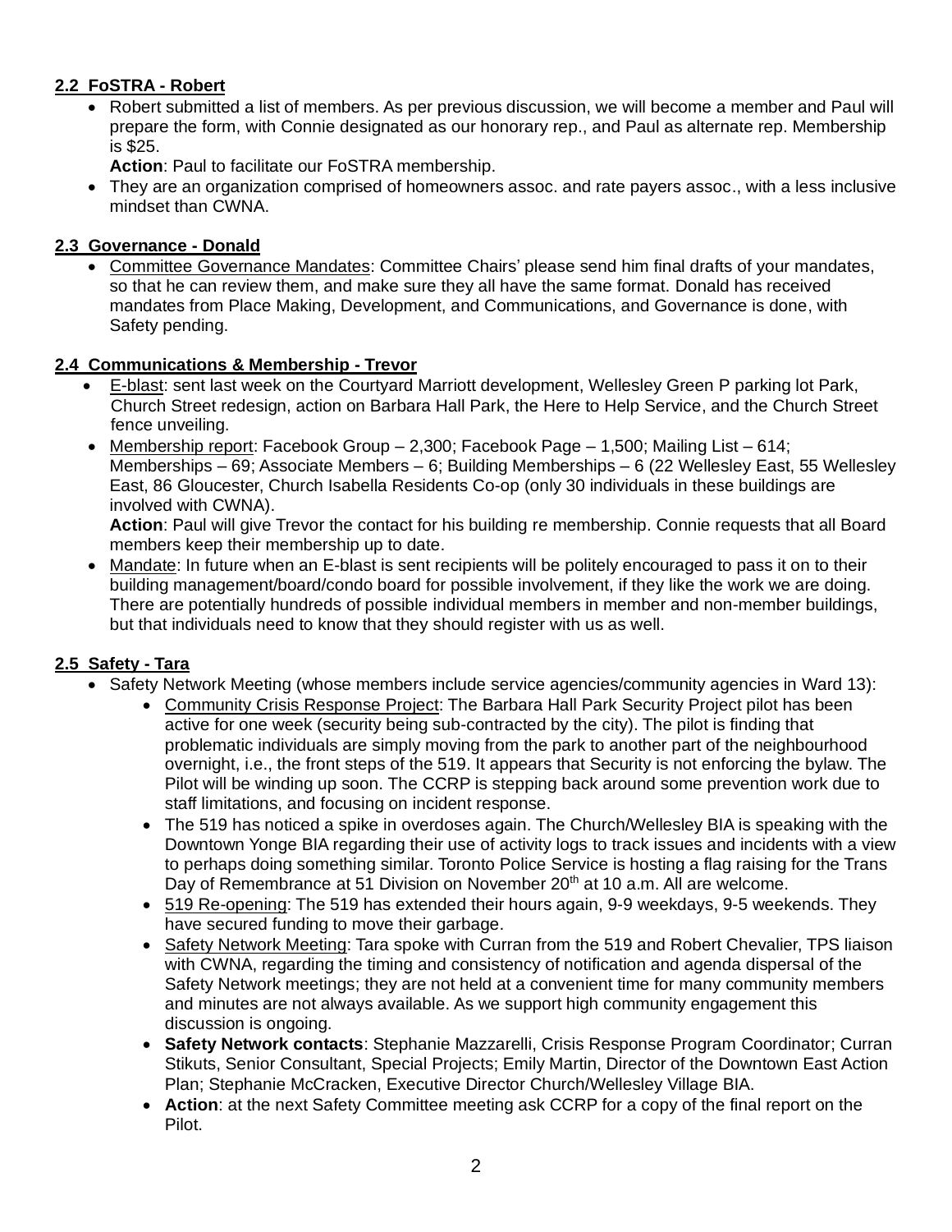### 2.2 FoSTRA - Robert

- Robert submitted a list of members. As per previous discussion, we will become a member and Paul will prepare the form, with Connie designated as our honorary rep., and Paul as alternate rep. Membership is $25.
  **Action**: Paul to facilitate our FoSTRA membership.
- They are an organization comprised of homeowners assoc. and rate payers assoc., with a less inclusive mindset than CWNA.

### 2.3 Governance - Donald

- Committee Governance Mandates: Committee Chairs' please send him final drafts of your mandates, so that he can review them, and make sure they all have the same format. Donald has received mandates from Place Making, Development, and Communications, and Governance is done, with Safety pending.

### 2.4 Communications & Membership - Trevor

- E-blast: sent last week on the Courtyard Marriott development, Wellesley Green P parking lot Park, Church Street redesign, action on Barbara Hall Park, the Here to Help Service, and the Church Street fence unveiling.
- Membership report: Facebook Group – 2,300; Facebook Page – 1,500; Mailing List – 614; Memberships – 69; Associate Members – 6; Building Memberships – 6 (22 Wellesley East, 55 Wellesley East, 86 Gloucester, Church Isabella Residents Co-op (only 30 individuals in these buildings are involved with CWNA).
  **Action**: Paul will give Trevor the contact for his building re membership. Connie requests that all Board members keep their membership up to date.
- Mandate: In future when an E-blast is sent recipients will be politely encouraged to pass it on to their building management/board/condo board for possible involvement, if they like the work we are doing. There are potentially hundreds of possible individual members in member and non-member buildings, but that individuals need to know that they should register with us as well.

### 2.5 Safety - Tara

- Safety Network Meeting (whose members include service agencies/community agencies in Ward 13):
  - Community Crisis Response Project: The Barbara Hall Park Security Project pilot has been active for one week (security being sub-contracted by the city). The pilot is finding that problematic individuals are simply moving from the park to another part of the neighbourhood overnight, i.e., the front steps of the 519. It appears that Security is not enforcing the bylaw. The Pilot will be winding up soon. The CCRP is stepping back around some prevention work due to staff limitations, and focusing on incident response.
  - The 519 has noticed a spike in overdoses again. The Church/Wellesley BIA is speaking with the Downtown Yonge BIA regarding their use of activity logs to track issues and incidents with a view to perhaps doing something similar. Toronto Police Service is hosting a flag raising for the Trans Day of Remembrance at 51 Division on November 20th at 10 a.m. All are welcome.
  - 519 Re-opening: The 519 has extended their hours again, 9-9 weekdays, 9-5 weekends. They have secured funding to move their garbage.
  - Safety Network Meeting: Tara spoke with Curran from the 519 and Robert Chevalier, TPS liaison with CWNA, regarding the timing and consistency of notification and agenda dispersal of the Safety Network meetings; they are not held at a convenient time for many community members and minutes are not always available. As we support high community engagement this discussion is ongoing.
  - **Safety Network contacts**: Stephanie Mazzarelli, Crisis Response Program Coordinator; Curran Stikuts, Senior Consultant, Special Projects; Emily Martin, Director of the Downtown East Action Plan; Stephanie McCracken, Executive Director Church/Wellesley Village BIA.
  - **Action**: at the next Safety Committee meeting ask CCRP for a copy of the final report on the Pilot.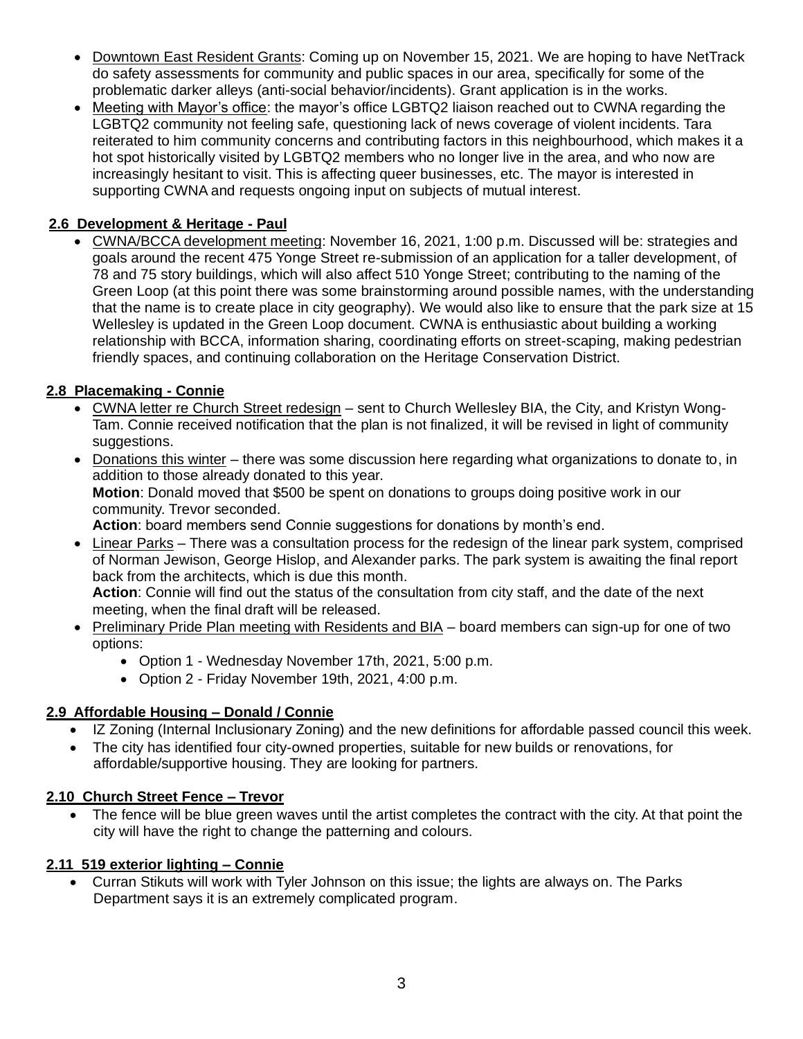- Downtown East Resident Grants: Coming up on November 15, 2021. We are hoping to have NetTrack do safety assessments for community and public spaces in our area, specifically for some of the problematic darker alleys (anti-social behavior/incidents). Grant application is in the works.
- Meeting with Mayor's office: the mayor's office LGBTQ2 liaison reached out to CWNA regarding the LGBTQ2 community not feeling safe, questioning lack of news coverage of violent incidents. Tara reiterated to him community concerns and contributing factors in this neighbourhood, which makes it a hot spot historically visited by LGBTQ2 members who no longer live in the area, and who now are increasingly hesitant to visit. This is affecting queer businesses, etc. The mayor is interested in supporting CWNA and requests ongoing input on subjects of mutual interest.

## 2.6 Development & Heritage - Paul

- CWNA/BCCA development meeting: November 16, 2021, 1:00 p.m. Discussed will be: strategies and goals around the recent 475 Yonge Street re-submission of an application for a taller development, of 78 and 75 story buildings, which will also affect 510 Yonge Street; contributing to the naming of the Green Loop (at this point there was some brainstorming around possible names, with the understanding that the name is to create place in city geography). We would also like to ensure that the park size at 15 Wellesley is updated in the Green Loop document. CWNA is enthusiastic about building a working relationship with BCCA, information sharing, coordinating efforts on street-scaping, making pedestrian friendly spaces, and continuing collaboration on the Heritage Conservation District.

## 2.8 Placemaking - Connie

- CWNA letter re Church Street redesign – sent to Church Wellesley BIA, the City, and Kristyn Wong-Tam. Connie received notification that the plan is not finalized, it will be revised in light of community suggestions.
- Donations this winter – there was some discussion here regarding what organizations to donate to, in addition to those already donated to this year.
  **Motion**: Donald moved that $500 be spent on donations to groups doing positive work in our community. Trevor seconded.
  **Action**: board members send Connie suggestions for donations by month's end.
- Linear Parks – There was a consultation process for the redesign of the linear park system, comprised of Norman Jewison, George Hislop, and Alexander parks. The park system is awaiting the final report back from the architects, which is due this month.
  **Action**: Connie will find out the status of the consultation from city staff, and the date of the next meeting, when the final draft will be released.
- Preliminary Pride Plan meeting with Residents and BIA – board members can sign-up for one of two options:
  - Option 1 - Wednesday November 17th, 2021, 5:00 p.m.
  - Option 2 - Friday November 19th, 2021, 4:00 p.m.

## 2.9 Affordable Housing – Donald / Connie

- IZ Zoning (Internal Inclusionary Zoning) and the new definitions for affordable passed council this week.
- The city has identified four city-owned properties, suitable for new builds or renovations, for affordable/supportive housing. They are looking for partners.

## 2.10 Church Street Fence – Trevor

- The fence will be blue green waves until the artist completes the contract with the city. At that point the city will have the right to change the patterning and colours.

## 2.11 519 exterior lighting – Connie

- Curran Stikuts will work with Tyler Johnson on this issue; the lights are always on. The Parks Department says it is an extremely complicated program.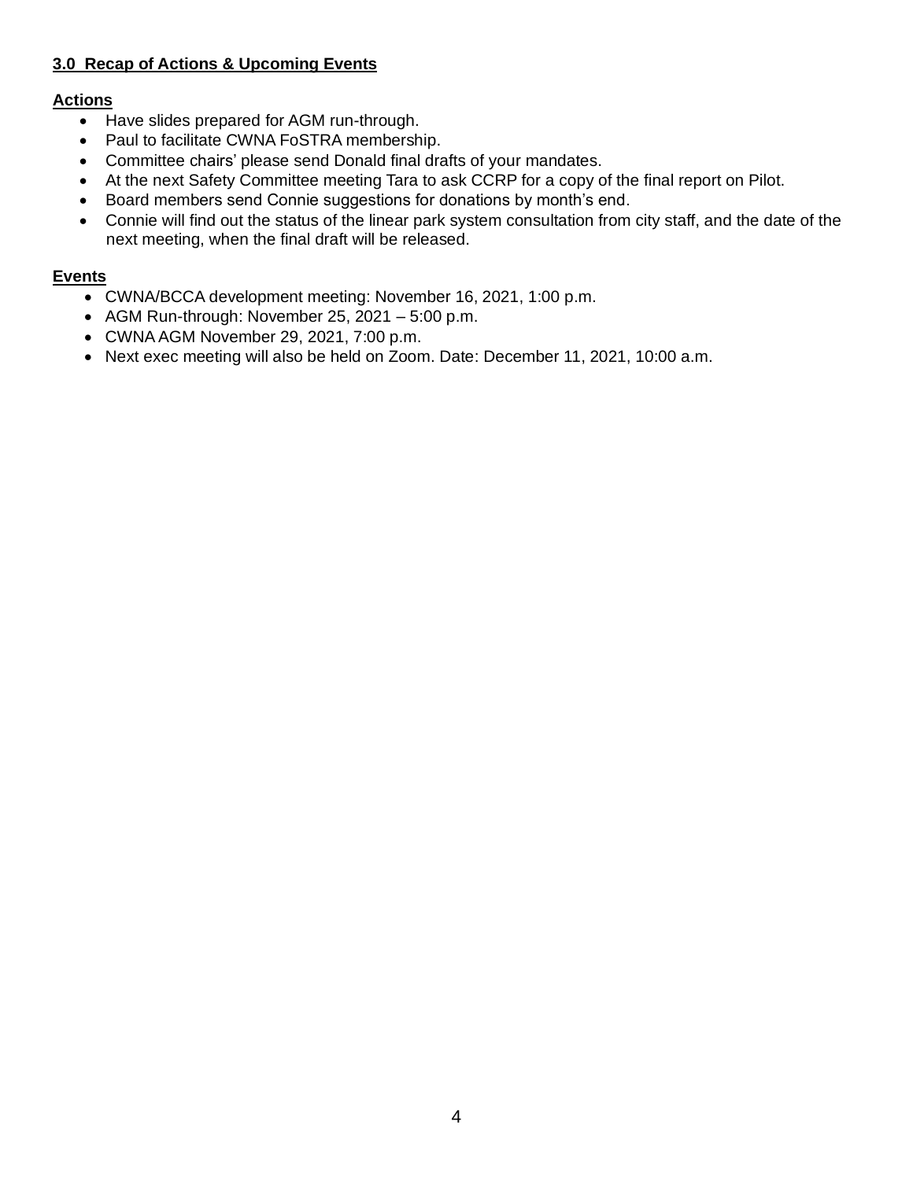## 3.0 Recap of Actions & Upcoming Events

**Actions**

- Have slides prepared for AGM run-through.
- Paul to facilitate CWNA FoSTRA membership.
- Committee chairs' please send Donald final drafts of your mandates.
- At the next Safety Committee meeting Tara to ask CCRP for a copy of the final report on Pilot.
- Board members send Connie suggestions for donations by month's end.
- Connie will find out the status of the linear park system consultation from city staff, and the date of the next meeting, when the final draft will be released.

**Events**

- CWNA/BCCA development meeting: November 16, 2021, 1:00 p.m.
- AGM Run-through: November 25, 2021 – 5:00 p.m.
- CWNA AGM November 29, 2021, 7:00 p.m.
- Next exec meeting will also be held on Zoom. Date: December 11, 2021, 10:00 a.m.